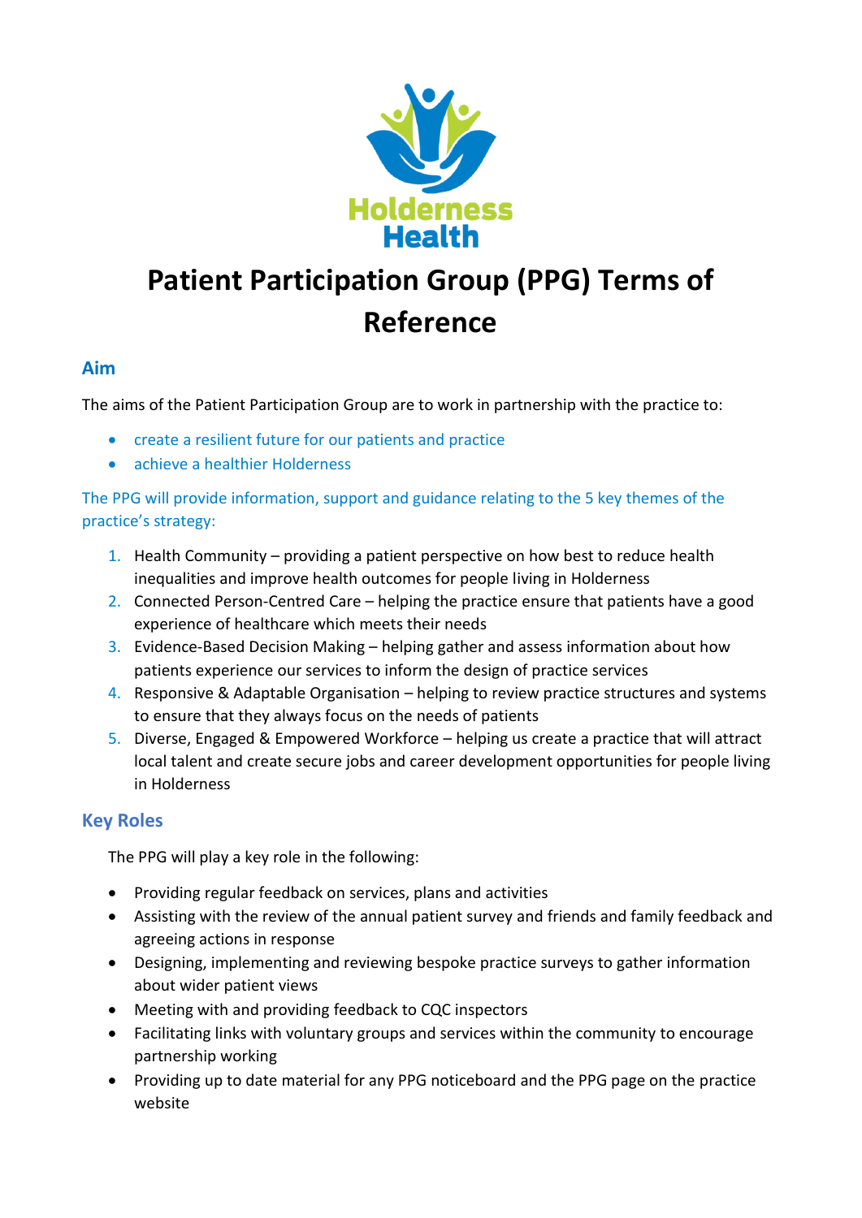# Patient Participation Group (PPG) Terms of Reference

## Aim

The aims of the Patient Participation Group are to work in partnership with the practice to:

- create a resilient future for our patients and practice
- achieve a healthier Holderness

The PPG will provide information, support and guidance relating to the 5 key themes of the practice's strategy:

1. Health Community – providing a patient perspective on how best to reduce health inequalities and improve health outcomes for people living in Holderness
2. Connected Person-Centred Care – helping the practice ensure that patients have a good experience of healthcare which meets their needs
3. Evidence-Based Decision Making – helping gather and assess information about how patients experience our services to inform the design of practice services
4. Responsive & Adaptable Organisation – helping to review practice structures and systems to ensure that they always focus on the needs of patients
5. Diverse, Engaged & Empowered Workforce – helping us create a practice that will attract local talent and create secure jobs and career development opportunities for people living in Holderness

## Key Roles

The PPG will play a key role in the following:

- Providing regular feedback on services, plans and activities
- Assisting with the review of the annual patient survey and friends and family feedback and agreeing actions in response
- Designing, implementing and reviewing bespoke practice surveys to gather information about wider patient views
- Meeting with and providing feedback to CQC inspectors
- Facilitating links with voluntary groups and services within the community to encourage partnership working
- Providing up to date material for any PPG noticeboard and the PPG page on the practice website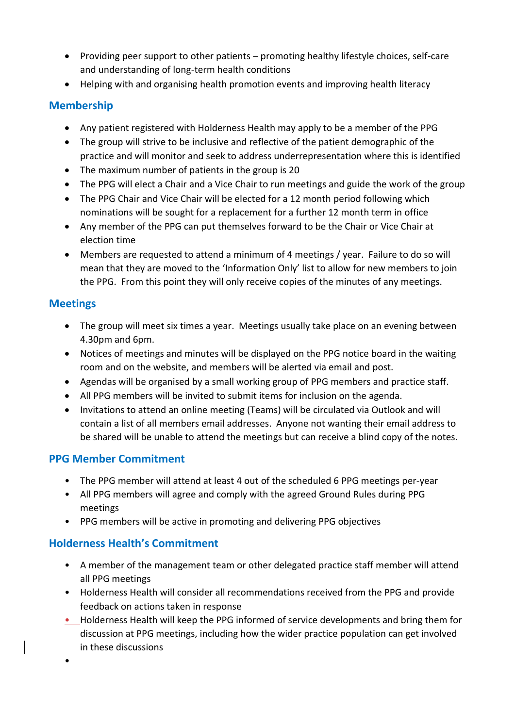- Providing peer support to other patients – promoting healthy lifestyle choices, self-care and understanding of long-term health conditions
- Helping with and organising health promotion events and improving health literacy

## Membership

- Any patient registered with Holderness Health may apply to be a member of the PPG
- The group will strive to be inclusive and reflective of the patient demographic of the practice and will monitor and seek to address underrepresentation where this is identified
- The maximum number of patients in the group is 20
- The PPG will elect a Chair and a Vice Chair to run meetings and guide the work of the group
- The PPG Chair and Vice Chair will be elected for a 12 month period following which nominations will be sought for a replacement for a further 12 month term in office
- Any member of the PPG can put themselves forward to be the Chair or Vice Chair at election time
- Members are requested to attend a minimum of 4 meetings / year. Failure to do so will mean that they are moved to the 'Information Only' list to allow for new members to join the PPG. From this point they will only receive copies of the minutes of any meetings.

## Meetings

- The group will meet six times a year. Meetings usually take place on an evening between 4.30pm and 6pm.
- Notices of meetings and minutes will be displayed on the PPG notice board in the waiting room and on the website, and members will be alerted via email and post.
- Agendas will be organised by a small working group of PPG members and practice staff.
- All PPG members will be invited to submit items for inclusion on the agenda.
- Invitations to attend an online meeting (Teams) will be circulated via Outlook and will contain a list of all members email addresses. Anyone not wanting their email address to be shared will be unable to attend the meetings but can receive a blind copy of the notes.

## PPG Member Commitment

- The PPG member will attend at least 4 out of the scheduled 6 PPG meetings per-year
- All PPG members will agree and comply with the agreed Ground Rules during PPG meetings
- PPG members will be active in promoting and delivering PPG objectives

## Holderness Health's Commitment

- A member of the management team or other delegated practice staff member will attend all PPG meetings
- Holderness Health will consider all recommendations received from the PPG and provide feedback on actions taken in response
- Holderness Health will keep the PPG informed of service developments and bring them for discussion at PPG meetings, including how the wider practice population can get involved in these discussions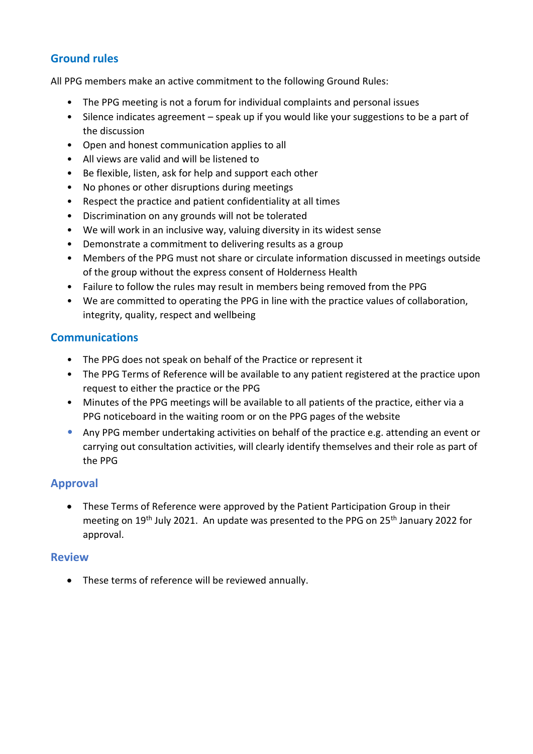## Ground rules

All PPG members make an active commitment to the following Ground Rules:

- The PPG meeting is not a forum for individual complaints and personal issues
- Silence indicates agreement – speak up if you would like your suggestions to be a part of the discussion
- Open and honest communication applies to all
- All views are valid and will be listened to
- Be flexible, listen, ask for help and support each other
- No phones or other disruptions during meetings
- Respect the practice and patient confidentiality at all times
- Discrimination on any grounds will not be tolerated
- We will work in an inclusive way, valuing diversity in its widest sense
- Demonstrate a commitment to delivering results as a group
- Members of the PPG must not share or circulate information discussed in meetings outside of the group without the express consent of Holderness Health
- Failure to follow the rules may result in members being removed from the PPG
- We are committed to operating the PPG in line with the practice values of collaboration, integrity, quality, respect and wellbeing

## Communications

- The PPG does not speak on behalf of the Practice or represent it
- The PPG Terms of Reference will be available to any patient registered at the practice upon request to either the practice or the PPG
- Minutes of the PPG meetings will be available to all patients of the practice, either via a PPG noticeboard in the waiting room or on the PPG pages of the website
- Any PPG member undertaking activities on behalf of the practice e.g. attending an event or carrying out consultation activities, will clearly identify themselves and their role as part of the PPG

## Approval

- These Terms of Reference were approved by the Patient Participation Group in their meeting on 19th July 2021. An update was presented to the PPG on 25th January 2022 for approval.

## Review

- These terms of reference will be reviewed annually.